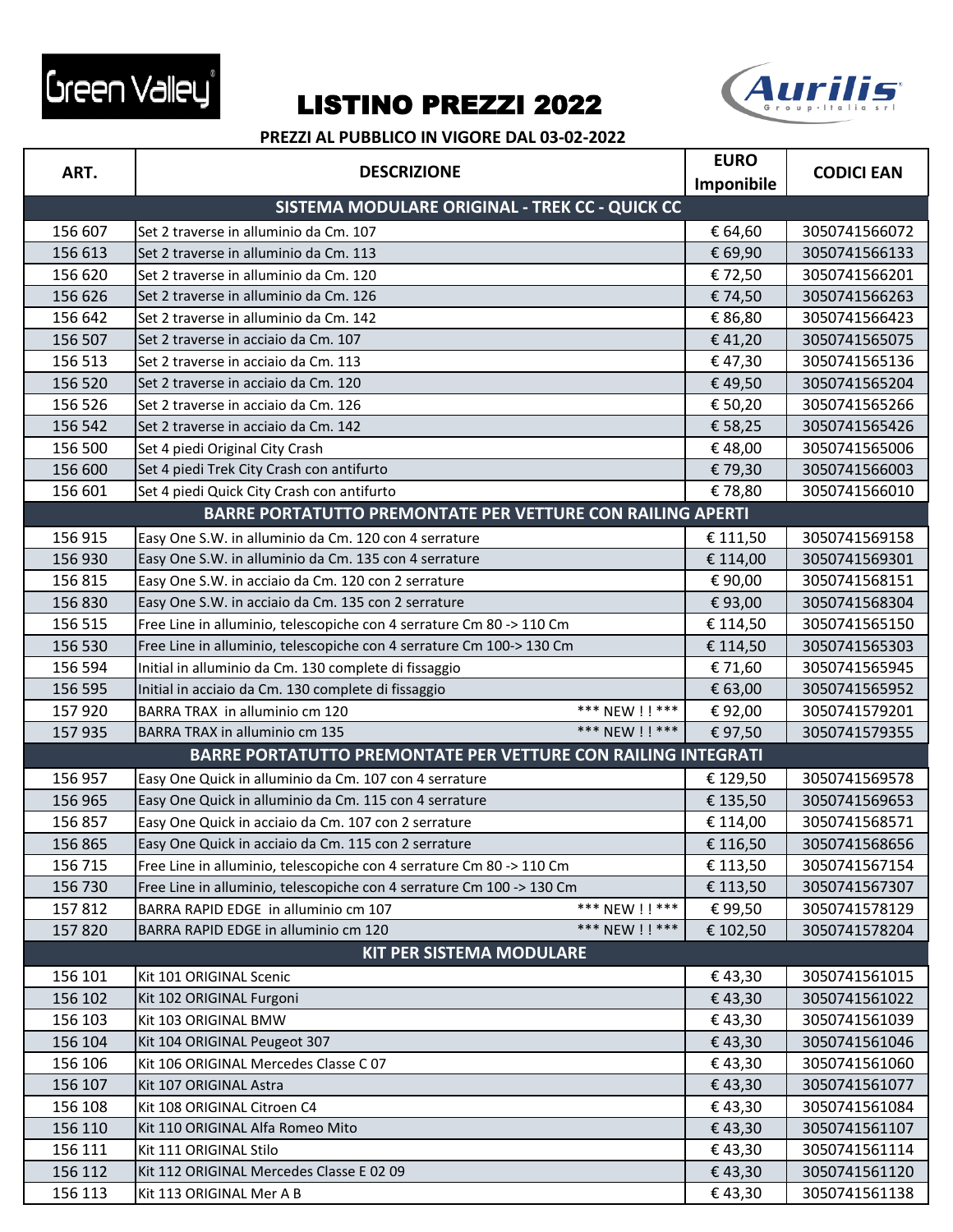Green Valley

# LISTINO PREZZI 2022

Aurilis Group-Italia srl

**PREZZI AL PUBBLICO IN VIGORE DAL 03-02-2022**

| ART. | DESCRIZIONE | EURO Imponibile | CODICI EAN |
|---|---|---|---|
| **SISTEMA MODULARE ORIGINAL - TREK CC - QUICK CC** | | | |
| 156 607 | Set 2 traverse in alluminio da Cm. 107 | € 64,60 | 3050741566072 |
| 156 613 | Set 2 traverse in alluminio da Cm. 113 | € 69,90 | 3050741566133 |
| 156 620 | Set 2 traverse in alluminio da Cm. 120 | € 72,50 | 3050741566201 |
| 156 626 | Set 2 traverse in alluminio da Cm. 126 | € 74,50 | 3050741566263 |
| 156 642 | Set 2 traverse in alluminio da Cm. 142 | € 86,80 | 3050741566423 |
| 156 507 | Set 2 traverse in acciaio da Cm. 107 | € 41,20 | 3050741565075 |
| 156 513 | Set 2 traverse in acciaio da Cm. 113 | € 47,30 | 3050741565136 |
| 156 520 | Set 2 traverse in acciaio da Cm. 120 | € 49,50 | 3050741565204 |
| 156 526 | Set 2 traverse in acciaio da Cm. 126 | € 50,20 | 3050741565266 |
| 156 542 | Set 2 traverse in acciaio da Cm. 142 | € 58,25 | 3050741565426 |
| 156 500 | Set 4 piedi Original City Crash | € 48,00 | 3050741565006 |
| 156 600 | Set 4 piedi Trek City Crash con antifurto | € 79,30 | 3050741566003 |
| 156 601 | Set 4 piedi Quick City Crash con antifurto | € 78,80 | 3050741566010 |
| **BARRE PORTATUTTO PREMONTATE PER VETTURE CON RAILING APERTI** | | | |
| 156 915 | Easy One S.W. in alluminio da Cm. 120 con 4 serrature | € 111,50 | 3050741569158 |
| 156 930 | Easy One S.W. in alluminio da Cm. 135 con 4 serrature | € 114,00 | 3050741569301 |
| 156 815 | Easy One S.W. in acciaio da Cm. 120 con 2 serrature | € 90,00 | 3050741568151 |
| 156 830 | Easy One S.W. in acciaio da Cm. 135 con 2 serrature | € 93,00 | 3050741568304 |
| 156 515 | Free Line in alluminio, telescopiche con 4 serrature Cm 80 -> 110 Cm | € 114,50 | 3050741565150 |
| 156 530 | Free Line in alluminio, telescopiche con 4 serrature Cm 100-> 130 Cm | € 114,50 | 3050741565303 |
| 156 594 | Initial in alluminio da Cm. 130 complete di fissaggio | € 71,60 | 3050741565945 |
| 156 595 | Initial in acciaio da Cm. 130 complete di fissaggio | € 63,00 | 3050741565952 |
| 157 920 | BARRA TRAX in alluminio cm 120 *** NEW ! ! *** | € 92,00 | 3050741579201 |
| 157 935 | BARRA TRAX in alluminio cm 135 *** NEW ! ! *** | € 97,50 | 3050741579355 |
| **BARRE PORTATUTTO PREMONTATE PER VETTURE CON RAILING INTEGRATI** | | | |
| 156 957 | Easy One Quick in alluminio da Cm. 107 con 4 serrature | € 129,50 | 3050741569578 |
| 156 965 | Easy One Quick in alluminio da Cm. 115 con 4 serrature | € 135,50 | 3050741569653 |
| 156 857 | Easy One Quick in acciaio da Cm. 107 con 2 serrature | € 114,00 | 3050741568571 |
| 156 865 | Easy One Quick in acciaio da Cm. 115 con 2 serrature | € 116,50 | 3050741568656 |
| 156 715 | Free Line in alluminio, telescopiche con 4 serrature Cm 80 -> 110 Cm | € 113,50 | 3050741567154 |
| 156 730 | Free Line in alluminio, telescopiche con 4 serrature Cm 100 -> 130 Cm | € 113,50 | 3050741567307 |
| 157 812 | BARRA RAPID EDGE in alluminio cm 107 *** NEW ! ! *** | € 99,50 | 3050741578129 |
| 157 820 | BARRA RAPID EDGE in alluminio cm 120 *** NEW ! ! *** | € 102,50 | 3050741578204 |
| **KIT PER SISTEMA MODULARE** | | | |
| 156 101 | Kit 101 ORIGINAL Scenic | € 43,30 | 3050741561015 |
| 156 102 | Kit 102 ORIGINAL Furgoni | € 43,30 | 3050741561022 |
| 156 103 | Kit 103 ORIGINAL BMW | € 43,30 | 3050741561039 |
| 156 104 | Kit 104 ORIGINAL Peugeot 307 | € 43,30 | 3050741561046 |
| 156 106 | Kit 106 ORIGINAL Mercedes Classe C 07 | € 43,30 | 3050741561060 |
| 156 107 | Kit 107 ORIGINAL Astra | € 43,30 | 3050741561077 |
| 156 108 | Kit 108 ORIGINAL Citroen C4 | € 43,30 | 3050741561084 |
| 156 110 | Kit 110 ORIGINAL Alfa Romeo Mito | € 43,30 | 3050741561107 |
| 156 111 | Kit 111 ORIGINAL Stilo | € 43,30 | 3050741561114 |
| 156 112 | Kit 112 ORIGINAL Mercedes Classe E 02 09 | € 43,30 | 3050741561120 |
| 156 113 | Kit 113 ORIGINAL Mer A B | € 43,30 | 3050741561138 |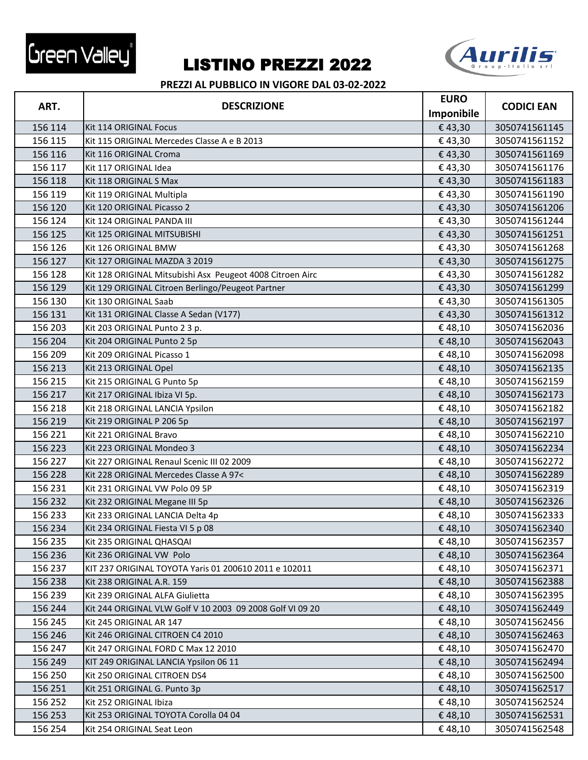# LISTINO PREZZI 2022

**PREZZI AL PUBBLICO IN VIGORE DAL 03-02-2022**

| ART. | DESCRIZIONE | EURO Imponibile | CODICI EAN |
|---|---|---|---|
| 156 114 | Kit 114 ORIGINAL Focus | € 43,30 | 3050741561145 |
| 156 115 | Kit 115 ORIGINAL Mercedes Classe A e B 2013 | € 43,30 | 3050741561152 |
| 156 116 | Kit 116 ORIGINAL Croma | € 43,30 | 3050741561169 |
| 156 117 | Kit 117 ORIGINAL Idea | € 43,30 | 3050741561176 |
| 156 118 | Kit 118 ORIGINAL S Max | € 43,30 | 3050741561183 |
| 156 119 | Kit 119 ORIGINAL Multipla | € 43,30 | 3050741561190 |
| 156 120 | Kit 120 ORIGINAL Picasso 2 | € 43,30 | 3050741561206 |
| 156 124 | Kit 124 ORIGINAL PANDA III | € 43,30 | 3050741561244 |
| 156 125 | Kit 125 ORIGINAL MITSUBISHI | € 43,30 | 3050741561251 |
| 156 126 | Kit 126 ORIGINAL BMW | € 43,30 | 3050741561268 |
| 156 127 | Kit 127 ORIGINAL MAZDA 3 2019 | € 43,30 | 3050741561275 |
| 156 128 | Kit 128 ORIGINAL Mitsubishi Asx Peugeot 4008 Citroen Airc | € 43,30 | 3050741561282 |
| 156 129 | Kit 129 ORIGINAL Citroen Berlingo/Peugeot Partner | € 43,30 | 3050741561299 |
| 156 130 | Kit 130 ORIGINAL Saab | € 43,30 | 3050741561305 |
| 156 131 | Kit 131 ORIGINAL Classe A Sedan (V177) | € 43,30 | 3050741561312 |
| 156 203 | Kit 203 ORIGINAL Punto 2 3 p. | € 48,10 | 3050741562036 |
| 156 204 | Kit 204 ORIGINAL Punto 2 5p | € 48,10 | 3050741562043 |
| 156 209 | Kit 209 ORIGINAL Picasso 1 | € 48,10 | 3050741562098 |
| 156 213 | Kit 213 ORIGINAL Opel | € 48,10 | 3050741562135 |
| 156 215 | Kit 215 ORIGINAL G Punto 5p | € 48,10 | 3050741562159 |
| 156 217 | Kit 217 ORIGINAL Ibiza VI 5p. | € 48,10 | 3050741562173 |
| 156 218 | Kit 218 ORIGINAL LANCIA Ypsilon | € 48,10 | 3050741562182 |
| 156 219 | Kit 219 ORIGINAL P 206 5p | € 48,10 | 3050741562197 |
| 156 221 | Kit 221 ORIGINAL Bravo | € 48,10 | 3050741562210 |
| 156 223 | Kit 223 ORIGINAL Mondeo 3 | € 48,10 | 3050741562234 |
| 156 227 | Kit 227 ORIGINAL Renaul Scenic III 02 2009 | € 48,10 | 3050741562272 |
| 156 228 | Kit 228 ORIGINAL Mercedes Classe A 97< | € 48,10 | 3050741562289 |
| 156 231 | Kit 231 ORIGINAL VW Polo 09 5P | € 48,10 | 3050741562319 |
| 156 232 | Kit 232 ORIGINAL Megane III 5p | € 48,10 | 3050741562326 |
| 156 233 | Kit 233 ORIGINAL LANCIA Delta 4p | € 48,10 | 3050741562333 |
| 156 234 | Kit 234 ORIGINAL Fiesta VI 5 p 08 | € 48,10 | 3050741562340 |
| 156 235 | Kit 235 ORIGINAL QHASQAI | € 48,10 | 3050741562357 |
| 156 236 | Kit 236 ORIGINAL VW Polo | € 48,10 | 3050741562364 |
| 156 237 | KIT 237 ORIGINAL TOYOTA Yaris 01 200610 2011 e 102011 | € 48,10 | 3050741562371 |
| 156 238 | Kit 238 ORIGINAL A.R. 159 | € 48,10 | 3050741562388 |
| 156 239 | Kit 239 ORIGINAL ALFA Giulietta | € 48,10 | 3050741562395 |
| 156 244 | Kit 244 ORIGINAL VLW Golf V 10 2003 09 2008 Golf VI 09 20 | € 48,10 | 3050741562449 |
| 156 245 | Kit 245 ORIGINAL AR 147 | € 48,10 | 3050741562456 |
| 156 246 | Kit 246 ORIGINAL CITROEN C4 2010 | € 48,10 | 3050741562463 |
| 156 247 | Kit 247 ORIGINAL FORD C Max 12 2010 | € 48,10 | 3050741562470 |
| 156 249 | KIT 249 ORIGINAL LANCIA Ypsilon 06 11 | € 48,10 | 3050741562494 |
| 156 250 | Kit 250 ORIGINAL CITROEN DS4 | € 48,10 | 3050741562500 |
| 156 251 | Kit 251 ORIGINAL G. Punto 3p | € 48,10 | 3050741562517 |
| 156 252 | Kit 252 ORIGINAL Ibiza | € 48,10 | 3050741562524 |
| 156 253 | Kit 253 ORIGINAL TOYOTA Corolla 04 04 | € 48,10 | 3050741562531 |
| 156 254 | Kit 254 ORIGINAL Seat Leon | € 48,10 | 3050741562548 |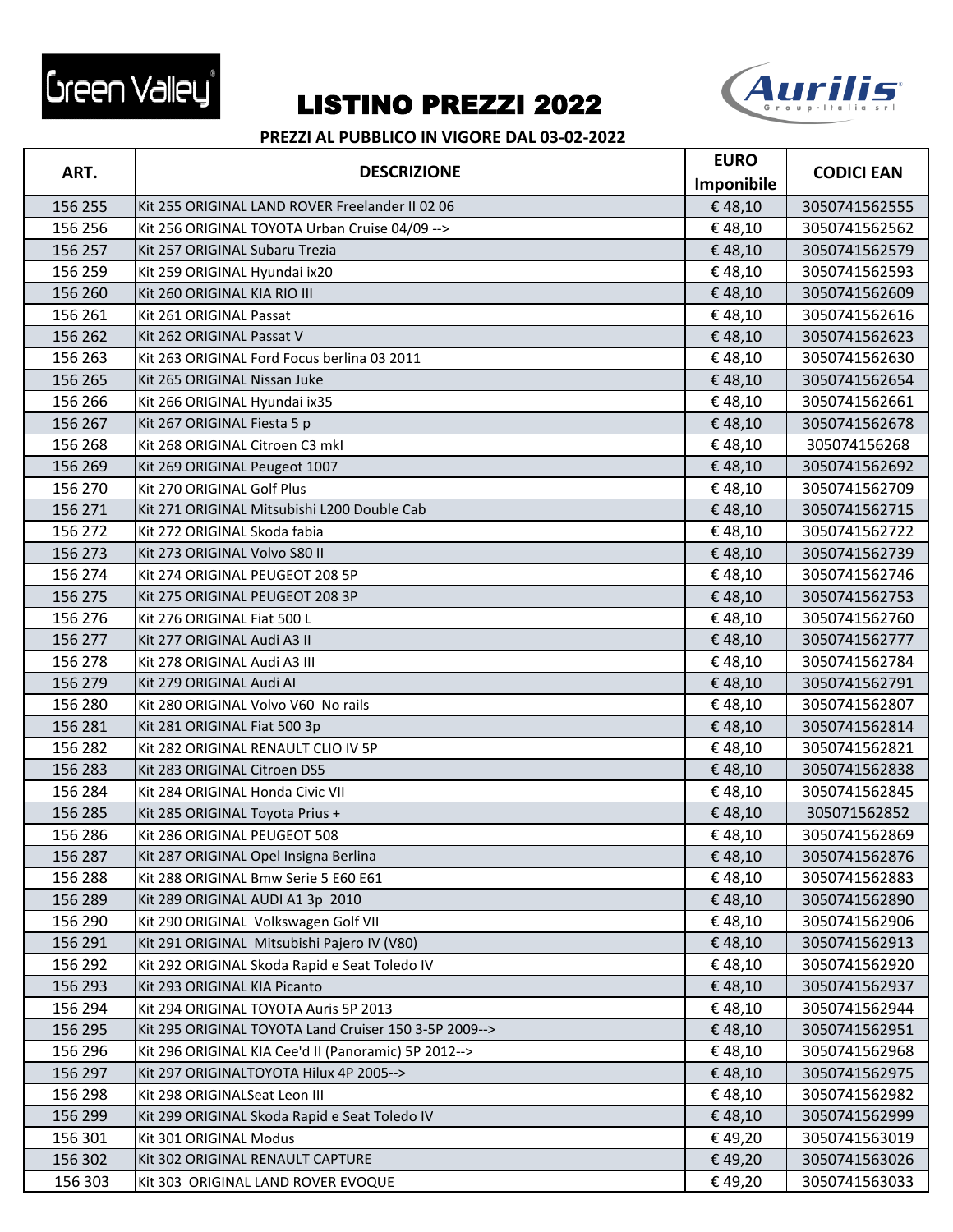Green Valley

# LISTINO PREZZI 2022

Aurilis Group Italia srl

**PREZZI AL PUBBLICO IN VIGORE DAL 03-02-2022**

| ART. | DESCRIZIONE | EURO Imponibile | CODICI EAN |
|---|---|---|---|
| 156 255 | Kit 255 ORIGINAL LAND ROVER Freelander II 02 06 | € 48,10 | 3050741562555 |
| 156 256 | Kit 256 ORIGINAL TOYOTA Urban Cruise 04/09 --> | € 48,10 | 3050741562562 |
| 156 257 | Kit 257 ORIGINAL Subaru Trezia | € 48,10 | 3050741562579 |
| 156 259 | Kit 259 ORIGINAL Hyundai ix20 | € 48,10 | 3050741562593 |
| 156 260 | Kit 260 ORIGINAL KIA RIO III | € 48,10 | 3050741562609 |
| 156 261 | Kit 261 ORIGINAL Passat | € 48,10 | 3050741562616 |
| 156 262 | Kit 262 ORIGINAL Passat V | € 48,10 | 3050741562623 |
| 156 263 | Kit 263 ORIGINAL Ford Focus berlina 03 2011 | € 48,10 | 3050741562630 |
| 156 265 | Kit 265 ORIGINAL Nissan Juke | € 48,10 | 3050741562654 |
| 156 266 | Kit 266 ORIGINAL Hyundai ix35 | € 48,10 | 3050741562661 |
| 156 267 | Kit 267 ORIGINAL Fiesta 5 p | € 48,10 | 3050741562678 |
| 156 268 | Kit 268 ORIGINAL Citroen C3 mkI | € 48,10 | 305074156268 |
| 156 269 | Kit 269 ORIGINAL Peugeot 1007 | € 48,10 | 3050741562692 |
| 156 270 | Kit 270 ORIGINAL Golf Plus | € 48,10 | 3050741562709 |
| 156 271 | Kit 271 ORIGINAL Mitsubishi L200 Double Cab | € 48,10 | 3050741562715 |
| 156 272 | Kit 272 ORIGINAL Skoda fabia | € 48,10 | 3050741562722 |
| 156 273 | Kit 273 ORIGINAL Volvo S80 II | € 48,10 | 3050741562739 |
| 156 274 | Kit 274 ORIGINAL PEUGEOT 208 5P | € 48,10 | 3050741562746 |
| 156 275 | Kit 275 ORIGINAL PEUGEOT 208 3P | € 48,10 | 3050741562753 |
| 156 276 | Kit 276 ORIGINAL Fiat 500 L | € 48,10 | 3050741562760 |
| 156 277 | Kit 277 ORIGINAL Audi A3 II | € 48,10 | 3050741562777 |
| 156 278 | Kit 278 ORIGINAL Audi A3 III | € 48,10 | 3050741562784 |
| 156 279 | Kit 279 ORIGINAL Audi AI | € 48,10 | 3050741562791 |
| 156 280 | Kit 280 ORIGINAL Volvo V60 No rails | € 48,10 | 3050741562807 |
| 156 281 | Kit 281 ORIGINAL Fiat 500 3p | € 48,10 | 3050741562814 |
| 156 282 | Kit 282 ORIGINAL RENAULT CLIO IV 5P | € 48,10 | 3050741562821 |
| 156 283 | Kit 283 ORIGINAL Citroen DS5 | € 48,10 | 3050741562838 |
| 156 284 | Kit 284 ORIGINAL Honda Civic VII | € 48,10 | 3050741562845 |
| 156 285 | Kit 285 ORIGINAL Toyota Prius + | € 48,10 | 305071562852 |
| 156 286 | Kit 286 ORIGINAL PEUGEOT 508 | € 48,10 | 3050741562869 |
| 156 287 | Kit 287 ORIGINAL Opel Insigna Berlina | € 48,10 | 3050741562876 |
| 156 288 | Kit 288 ORIGINAL Bmw Serie 5 E60 E61 | € 48,10 | 3050741562883 |
| 156 289 | Kit 289 ORIGINAL AUDI A1 3p 2010 | € 48,10 | 3050741562890 |
| 156 290 | Kit 290 ORIGINAL Volkswagen Golf VII | € 48,10 | 3050741562906 |
| 156 291 | Kit 291 ORIGINAL Mitsubishi Pajero IV (V80) | € 48,10 | 3050741562913 |
| 156 292 | Kit 292 ORIGINAL Skoda Rapid e Seat Toledo IV | € 48,10 | 3050741562920 |
| 156 293 | Kit 293 ORIGINAL KIA Picanto | € 48,10 | 3050741562937 |
| 156 294 | Kit 294 ORIGINAL TOYOTA Auris 5P 2013 | € 48,10 | 3050741562944 |
| 156 295 | Kit 295 ORIGINAL TOYOTA Land Cruiser 150 3-5P 2009--> | € 48,10 | 3050741562951 |
| 156 296 | Kit 296 ORIGINAL KIA Cee'd II (Panoramic) 5P 2012--> | € 48,10 | 3050741562968 |
| 156 297 | Kit 297 ORIGINALTOYOTA Hilux 4P 2005--> | € 48,10 | 3050741562975 |
| 156 298 | Kit 298 ORIGINALSeat Leon III | € 48,10 | 3050741562982 |
| 156 299 | Kit 299 ORIGINAL Skoda Rapid e Seat Toledo IV | € 48,10 | 3050741562999 |
| 156 301 | Kit 301 ORIGINAL Modus | € 49,20 | 3050741563019 |
| 156 302 | Kit 302 ORIGINAL RENAULT CAPTURE | € 49,20 | 3050741563026 |
| 156 303 | Kit 303 ORIGINAL LAND ROVER EVOQUE | € 49,20 | 3050741563033 |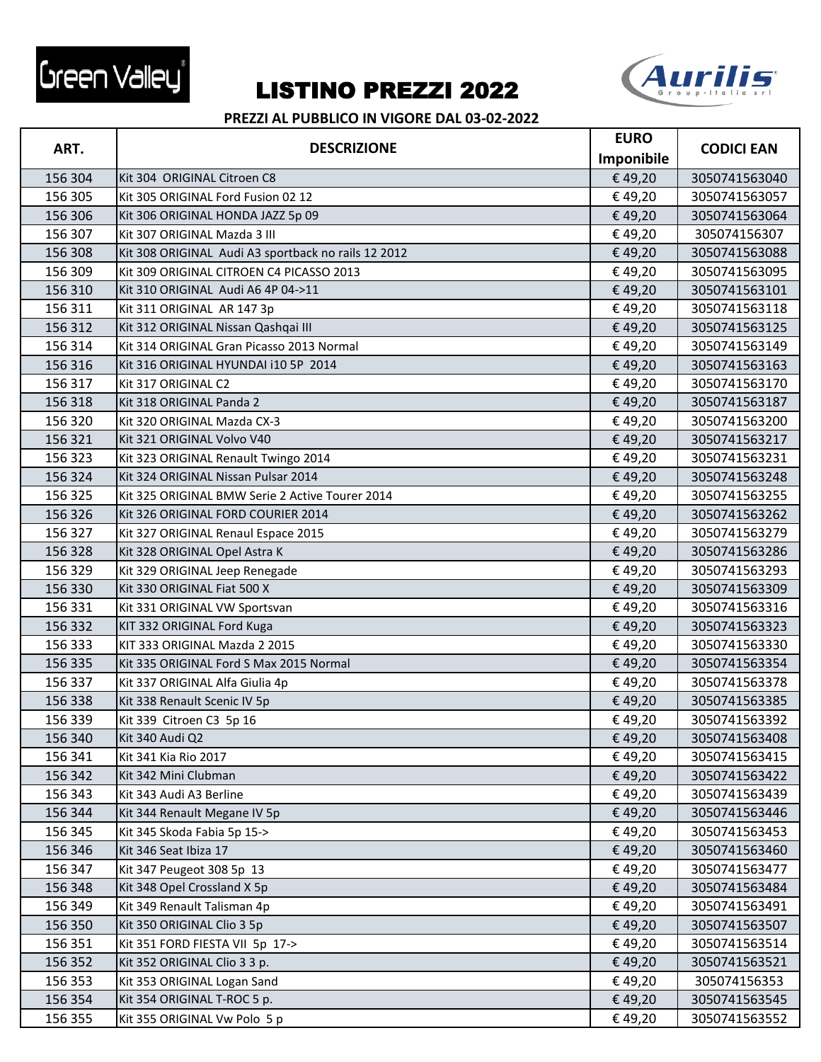Green Valley

# LISTINO PREZZI 2022

Aurilis Group Italia srl

**PREZZI AL PUBBLICO IN VIGORE DAL 03-02-2022**

| ART. | DESCRIZIONE | EURO Imponibile | CODICI EAN |
|---|---|---|---|
| 156 304 | Kit 304 ORIGINAL Citroen C8 | € 49,20 | 3050741563040 |
| 156 305 | Kit 305 ORIGINAL Ford Fusion 02 12 | € 49,20 | 3050741563057 |
| 156 306 | Kit 306 ORIGINAL HONDA JAZZ 5p 09 | € 49,20 | 3050741563064 |
| 156 307 | Kit 307 ORIGINAL Mazda 3 III | € 49,20 | 305074156307 |
| 156 308 | Kit 308 ORIGINAL Audi A3 sportback no rails 12 2012 | € 49,20 | 3050741563088 |
| 156 309 | Kit 309 ORIGINAL CITROEN C4 PICASSO 2013 | € 49,20 | 3050741563095 |
| 156 310 | Kit 310 ORIGINAL Audi A6 4P 04->11 | € 49,20 | 3050741563101 |
| 156 311 | Kit 311 ORIGINAL AR 147 3p | € 49,20 | 3050741563118 |
| 156 312 | Kit 312 ORIGINAL Nissan Qashqai III | € 49,20 | 3050741563125 |
| 156 314 | Kit 314 ORIGINAL Gran Picasso 2013 Normal | € 49,20 | 3050741563149 |
| 156 316 | Kit 316 ORIGINAL HYUNDAI i10 5P 2014 | € 49,20 | 3050741563163 |
| 156 317 | Kit 317 ORIGINAL C2 | € 49,20 | 3050741563170 |
| 156 318 | Kit 318 ORIGINAL Panda 2 | € 49,20 | 3050741563187 |
| 156 320 | Kit 320 ORIGINAL Mazda CX-3 | € 49,20 | 3050741563200 |
| 156 321 | Kit 321 ORIGINAL Volvo V40 | € 49,20 | 3050741563217 |
| 156 323 | Kit 323 ORIGINAL Renault Twingo 2014 | € 49,20 | 3050741563231 |
| 156 324 | Kit 324 ORIGINAL Nissan Pulsar 2014 | € 49,20 | 3050741563248 |
| 156 325 | Kit 325 ORIGINAL BMW Serie 2 Active Tourer 2014 | € 49,20 | 3050741563255 |
| 156 326 | Kit 326 ORIGINAL FORD COURIER 2014 | € 49,20 | 3050741563262 |
| 156 327 | Kit 327 ORIGINAL Renaul Espace 2015 | € 49,20 | 3050741563279 |
| 156 328 | Kit 328 ORIGINAL Opel Astra K | € 49,20 | 3050741563286 |
| 156 329 | Kit 329 ORIGINAL Jeep Renegade | € 49,20 | 3050741563293 |
| 156 330 | Kit 330 ORIGINAL Fiat 500 X | € 49,20 | 3050741563309 |
| 156 331 | Kit 331 ORIGINAL VW Sportsvan | € 49,20 | 3050741563316 |
| 156 332 | KIT 332 ORIGINAL Ford Kuga | € 49,20 | 3050741563323 |
| 156 333 | KIT 333 ORIGINAL Mazda 2 2015 | € 49,20 | 3050741563330 |
| 156 335 | Kit 335 ORIGINAL Ford S Max 2015 Normal | € 49,20 | 3050741563354 |
| 156 337 | Kit 337 ORIGINAL Alfa Giulia 4p | € 49,20 | 3050741563378 |
| 156 338 | Kit 338 Renault Scenic IV 5p | € 49,20 | 3050741563385 |
| 156 339 | Kit 339 Citroen C3 5p 16 | € 49,20 | 3050741563392 |
| 156 340 | Kit 340 Audi Q2 | € 49,20 | 3050741563408 |
| 156 341 | Kit 341 Kia Rio 2017 | € 49,20 | 3050741563415 |
| 156 342 | Kit 342 Mini Clubman | € 49,20 | 3050741563422 |
| 156 343 | Kit 343 Audi A3 Berline | € 49,20 | 3050741563439 |
| 156 344 | Kit 344 Renault Megane IV 5p | € 49,20 | 3050741563446 |
| 156 345 | Kit 345 Skoda Fabia 5p 15-> | € 49,20 | 3050741563453 |
| 156 346 | Kit 346 Seat Ibiza 17 | € 49,20 | 3050741563460 |
| 156 347 | Kit 347 Peugeot 308 5p 13 | € 49,20 | 3050741563477 |
| 156 348 | Kit 348 Opel Crossland X 5p | € 49,20 | 3050741563484 |
| 156 349 | Kit 349 Renault Talisman 4p | € 49,20 | 3050741563491 |
| 156 350 | Kit 350 ORIGINAL Clio 3 5p | € 49,20 | 3050741563507 |
| 156 351 | Kit 351 FORD FIESTA VII 5p 17-> | € 49,20 | 3050741563514 |
| 156 352 | Kit 352 ORIGINAL Clio 3 3 p. | € 49,20 | 3050741563521 |
| 156 353 | Kit 353 ORIGINAL Logan Sand | € 49,20 | 305074156353 |
| 156 354 | Kit 354 ORIGINAL T-ROC 5 p. | € 49,20 | 3050741563545 |
| 156 355 | Kit 355 ORIGINAL Vw Polo 5 p | € 49,20 | 3050741563552 |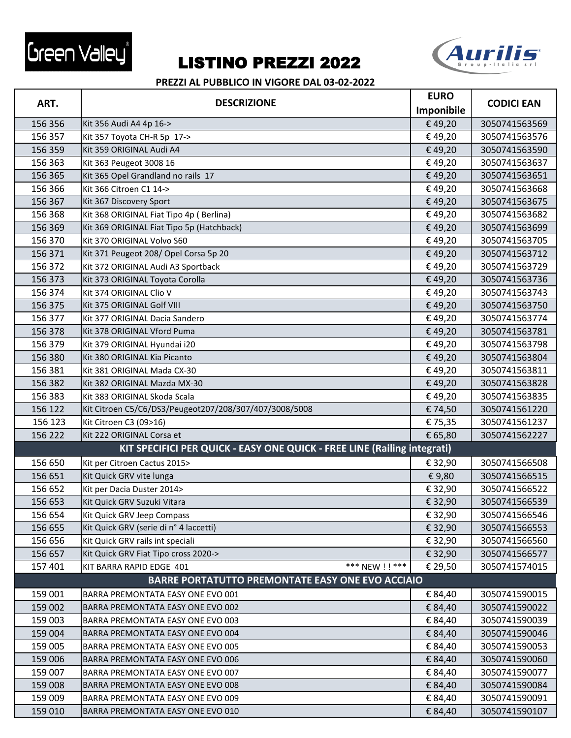# LISTINO PREZZI 2022

**PREZZI AL PUBBLICO IN VIGORE DAL 03-02-2022**

| ART. | DESCRIZIONE | EURO Imponibile | CODICI EAN |
|---|---|---|---|
| 156 356 | Kit 356 Audi A4 4p 16-> | € 49,20 | 3050741563569 |
| 156 357 | Kit 357 Toyota CH-R 5p 17-> | € 49,20 | 3050741563576 |
| 156 359 | Kit 359 ORIGINAL Audi A4 | € 49,20 | 3050741563590 |
| 156 363 | Kit 363 Peugeot 3008 16 | € 49,20 | 3050741563637 |
| 156 365 | Kit 365 Opel Grandland no rails 17 | € 49,20 | 3050741563651 |
| 156 366 | Kit 366 Citroen C1 14-> | € 49,20 | 3050741563668 |
| 156 367 | Kit 367 Discovery Sport | € 49,20 | 3050741563675 |
| 156 368 | Kit 368 ORIGINAL Fiat Tipo 4p ( Berlina) | € 49,20 | 3050741563682 |
| 156 369 | Kit 369 ORIGINAL Fiat Tipo 5p (Hatchback) | € 49,20 | 3050741563699 |
| 156 370 | Kit 370 ORIGINAL Volvo S60 | € 49,20 | 3050741563705 |
| 156 371 | Kit 371 Peugeot 208/ Opel Corsa 5p 20 | € 49,20 | 3050741563712 |
| 156 372 | Kit 372 ORIGINAL Audi A3 Sportback | € 49,20 | 3050741563729 |
| 156 373 | Kit 373 ORIGINAL Toyota Corolla | € 49,20 | 3050741563736 |
| 156 374 | Kit 374 ORIGINAL Clio V | € 49,20 | 3050741563743 |
| 156 375 | Kit 375 ORIGINAL Golf VIII | € 49,20 | 3050741563750 |
| 156 377 | Kit 377 ORIGINAL Dacia Sandero | € 49,20 | 3050741563774 |
| 156 378 | Kit 378 ORIGINAL Vford Puma | € 49,20 | 3050741563781 |
| 156 379 | Kit 379 ORIGINAL Hyundai i20 | € 49,20 | 3050741563798 |
| 156 380 | Kit 380 ORIGINAL Kia Picanto | € 49,20 | 3050741563804 |
| 156 381 | Kit 381 ORIGINAL Mada CX-30 | € 49,20 | 3050741563811 |
| 156 382 | Kit 382 ORIGINAL Mazda MX-30 | € 49,20 | 3050741563828 |
| 156 383 | Kit 383 ORIGINAL Skoda Scala | € 49,20 | 3050741563835 |
| 156 122 | Kit Citroen C5/C6/DS3/Peugeot207/208/307/407/3008/5008 | € 74,50 | 3050741561220 |
| 156 123 | Kit Citroen C3 (09>16) | € 75,35 | 3050741561237 |
| 156 222 | Kit 222 ORIGINAL Corsa et | € 65,80 | 3050741562227 |
| | **KIT SPECIFICI PER QUICK - EASY ONE QUICK - FREE LINE (Railing integrati)** | | |
| 156 650 | Kit per Citroen Cactus 2015> | € 32,90 | 3050741566508 |
| 156 651 | Kit Quick GRV vite lunga | € 9,80 | 3050741566515 |
| 156 652 | Kit per Dacia Duster 2014> | € 32,90 | 3050741566522 |
| 156 653 | Kit Quick GRV Suzuki Vitara | € 32,90 | 3050741566539 |
| 156 654 | Kit Quick GRV Jeep Compass | € 32,90 | 3050741566546 |
| 156 655 | Kit Quick GRV (serie di n° 4 laccetti) | € 32,90 | 3050741566553 |
| 156 656 | Kit Quick GRV rails int speciali | € 32,90 | 3050741566560 |
| 156 657 | Kit Quick GRV Fiat Tipo cross 2020-> | € 32,90 | 3050741566577 |
| 157 401 | KIT BARRA RAPID EDGE 401 *** NEW ! ! *** | € 29,50 | 3050741574015 |
| | **BARRE PORTATUTTO PREMONTATE EASY ONE EVO ACCIAIO** | | |
| 159 001 | BARRA PREMONTATA EASY ONE EVO 001 | € 84,40 | 3050741590015 |
| 159 002 | BARRA PREMONTATA EASY ONE EVO 002 | € 84,40 | 3050741590022 |
| 159 003 | BARRA PREMONTATA EASY ONE EVO 003 | € 84,40 | 3050741590039 |
| 159 004 | BARRA PREMONTATA EASY ONE EVO 004 | € 84,40 | 3050741590046 |
| 159 005 | BARRA PREMONTATA EASY ONE EVO 005 | € 84,40 | 3050741590053 |
| 159 006 | BARRA PREMONTATA EASY ONE EVO 006 | € 84,40 | 3050741590060 |
| 159 007 | BARRA PREMONTATA EASY ONE EVO 007 | € 84,40 | 3050741590077 |
| 159 008 | BARRA PREMONTATA EASY ONE EVO 008 | € 84,40 | 3050741590084 |
| 159 009 | BARRA PREMONTATA EASY ONE EVO 009 | € 84,40 | 3050741590091 |
| 159 010 | BARRA PREMONTATA EASY ONE EVO 010 | € 84,40 | 3050741590107 |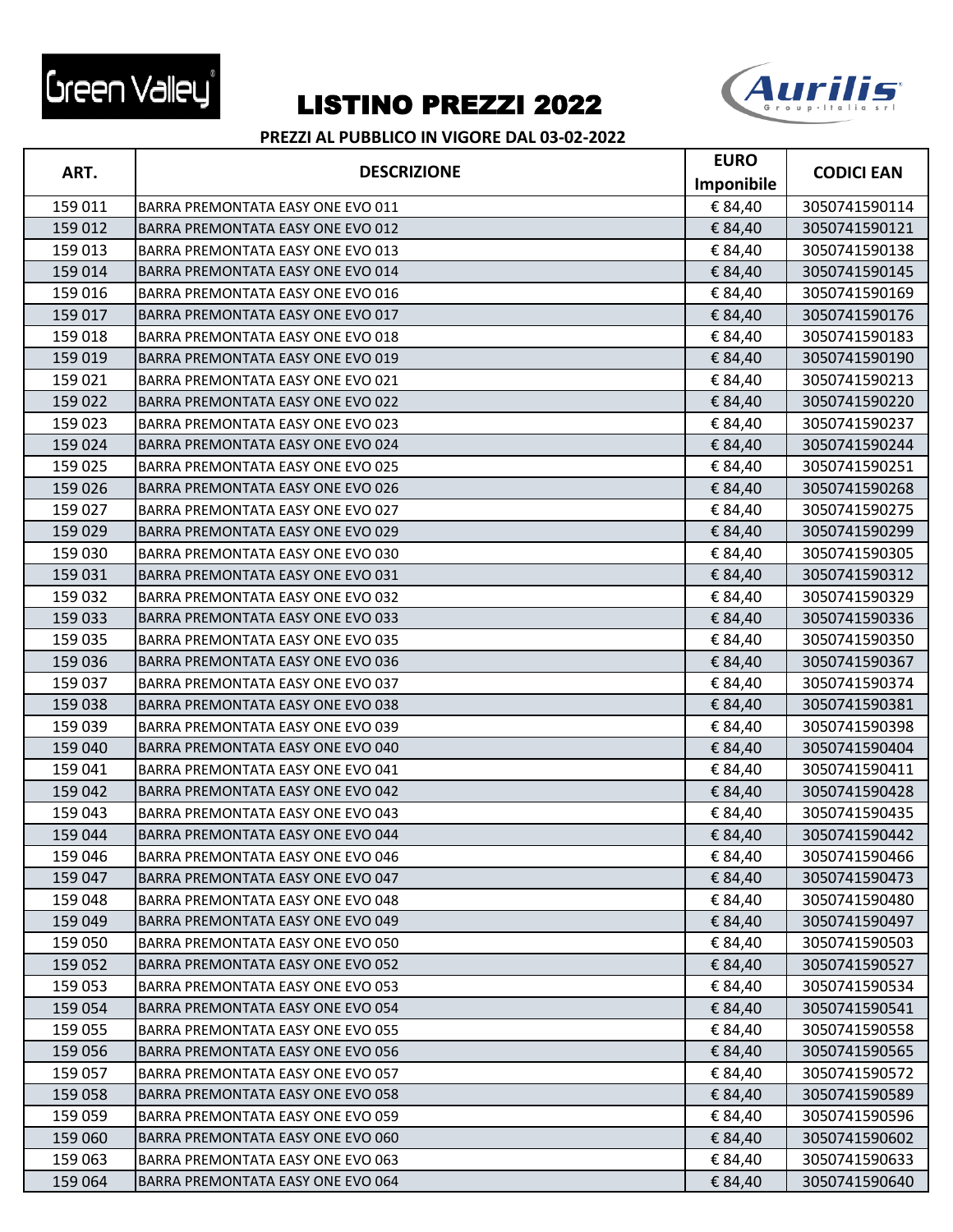# LISTINO PREZZI 2022

Green Valley — Aurilis Group Italia srl

**PREZZI AL PUBBLICO IN VIGORE DAL 03-02-2022**

| ART. | DESCRIZIONE | EURO Imponibile | CODICI EAN |
|---|---|---|---|
| 159 011 | BARRA PREMONTATA EASY ONE EVO 011 | € 84,40 | 3050741590114 |
| 159 012 | BARRA PREMONTATA EASY ONE EVO 012 | € 84,40 | 3050741590121 |
| 159 013 | BARRA PREMONTATA EASY ONE EVO 013 | € 84,40 | 3050741590138 |
| 159 014 | BARRA PREMONTATA EASY ONE EVO 014 | € 84,40 | 3050741590145 |
| 159 016 | BARRA PREMONTATA EASY ONE EVO 016 | € 84,40 | 3050741590169 |
| 159 017 | BARRA PREMONTATA EASY ONE EVO 017 | € 84,40 | 3050741590176 |
| 159 018 | BARRA PREMONTATA EASY ONE EVO 018 | € 84,40 | 3050741590183 |
| 159 019 | BARRA PREMONTATA EASY ONE EVO 019 | € 84,40 | 3050741590190 |
| 159 021 | BARRA PREMONTATA EASY ONE EVO 021 | € 84,40 | 3050741590213 |
| 159 022 | BARRA PREMONTATA EASY ONE EVO 022 | € 84,40 | 3050741590220 |
| 159 023 | BARRA PREMONTATA EASY ONE EVO 023 | € 84,40 | 3050741590237 |
| 159 024 | BARRA PREMONTATA EASY ONE EVO 024 | € 84,40 | 3050741590244 |
| 159 025 | BARRA PREMONTATA EASY ONE EVO 025 | € 84,40 | 3050741590251 |
| 159 026 | BARRA PREMONTATA EASY ONE EVO 026 | € 84,40 | 3050741590268 |
| 159 027 | BARRA PREMONTATA EASY ONE EVO 027 | € 84,40 | 3050741590275 |
| 159 029 | BARRA PREMONTATA EASY ONE EVO 029 | € 84,40 | 3050741590299 |
| 159 030 | BARRA PREMONTATA EASY ONE EVO 030 | € 84,40 | 3050741590305 |
| 159 031 | BARRA PREMONTATA EASY ONE EVO 031 | € 84,40 | 3050741590312 |
| 159 032 | BARRA PREMONTATA EASY ONE EVO 032 | € 84,40 | 3050741590329 |
| 159 033 | BARRA PREMONTATA EASY ONE EVO 033 | € 84,40 | 3050741590336 |
| 159 035 | BARRA PREMONTATA EASY ONE EVO 035 | € 84,40 | 3050741590350 |
| 159 036 | BARRA PREMONTATA EASY ONE EVO 036 | € 84,40 | 3050741590367 |
| 159 037 | BARRA PREMONTATA EASY ONE EVO 037 | € 84,40 | 3050741590374 |
| 159 038 | BARRA PREMONTATA EASY ONE EVO 038 | € 84,40 | 3050741590381 |
| 159 039 | BARRA PREMONTATA EASY ONE EVO 039 | € 84,40 | 3050741590398 |
| 159 040 | BARRA PREMONTATA EASY ONE EVO 040 | € 84,40 | 3050741590404 |
| 159 041 | BARRA PREMONTATA EASY ONE EVO 041 | € 84,40 | 3050741590411 |
| 159 042 | BARRA PREMONTATA EASY ONE EVO 042 | € 84,40 | 3050741590428 |
| 159 043 | BARRA PREMONTATA EASY ONE EVO 043 | € 84,40 | 3050741590435 |
| 159 044 | BARRA PREMONTATA EASY ONE EVO 044 | € 84,40 | 3050741590442 |
| 159 046 | BARRA PREMONTATA EASY ONE EVO 046 | € 84,40 | 3050741590466 |
| 159 047 | BARRA PREMONTATA EASY ONE EVO 047 | € 84,40 | 3050741590473 |
| 159 048 | BARRA PREMONTATA EASY ONE EVO 048 | € 84,40 | 3050741590480 |
| 159 049 | BARRA PREMONTATA EASY ONE EVO 049 | € 84,40 | 3050741590497 |
| 159 050 | BARRA PREMONTATA EASY ONE EVO 050 | € 84,40 | 3050741590503 |
| 159 052 | BARRA PREMONTATA EASY ONE EVO 052 | € 84,40 | 3050741590527 |
| 159 053 | BARRA PREMONTATA EASY ONE EVO 053 | € 84,40 | 3050741590534 |
| 159 054 | BARRA PREMONTATA EASY ONE EVO 054 | € 84,40 | 3050741590541 |
| 159 055 | BARRA PREMONTATA EASY ONE EVO 055 | € 84,40 | 3050741590558 |
| 159 056 | BARRA PREMONTATA EASY ONE EVO 056 | € 84,40 | 3050741590565 |
| 159 057 | BARRA PREMONTATA EASY ONE EVO 057 | € 84,40 | 3050741590572 |
| 159 058 | BARRA PREMONTATA EASY ONE EVO 058 | € 84,40 | 3050741590589 |
| 159 059 | BARRA PREMONTATA EASY ONE EVO 059 | € 84,40 | 3050741590596 |
| 159 060 | BARRA PREMONTATA EASY ONE EVO 060 | € 84,40 | 3050741590602 |
| 159 063 | BARRA PREMONTATA EASY ONE EVO 063 | € 84,40 | 3050741590633 |
| 159 064 | BARRA PREMONTATA EASY ONE EVO 064 | € 84,40 | 3050741590640 |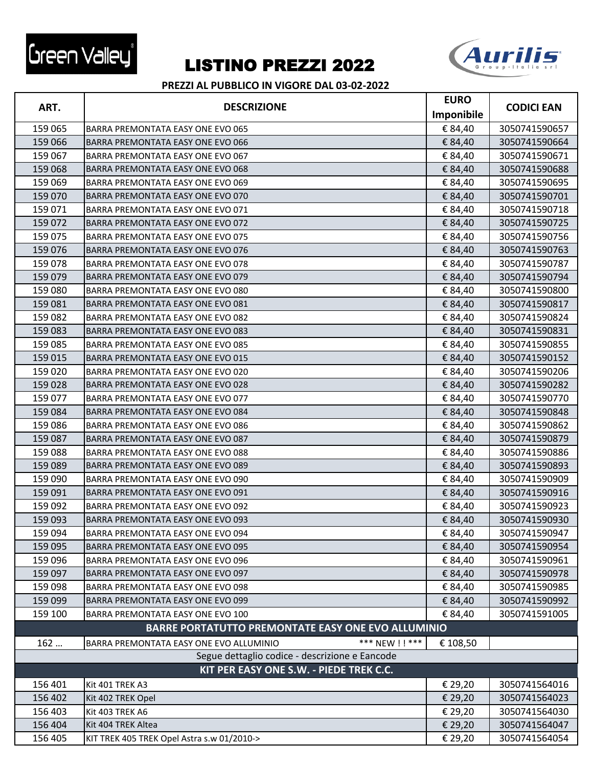Green Valley

# LISTINO PREZZI 2022

Aurilis Group Italia srl

**PREZZI AL PUBBLICO IN VIGORE DAL 03-02-2022**

| ART. | DESCRIZIONE | EURO Imponibile | CODICI EAN |
|---|---|---|---|
| 159 065 | BARRA PREMONTATA EASY ONE EVO 065 | € 84,40 | 3050741590657 |
| 159 066 | BARRA PREMONTATA EASY ONE EVO 066 | € 84,40 | 3050741590664 |
| 159 067 | BARRA PREMONTATA EASY ONE EVO 067 | € 84,40 | 3050741590671 |
| 159 068 | BARRA PREMONTATA EASY ONE EVO 068 | € 84,40 | 3050741590688 |
| 159 069 | BARRA PREMONTATA EASY ONE EVO 069 | € 84,40 | 3050741590695 |
| 159 070 | BARRA PREMONTATA EASY ONE EVO 070 | € 84,40 | 3050741590701 |
| 159 071 | BARRA PREMONTATA EASY ONE EVO 071 | € 84,40 | 3050741590718 |
| 159 072 | BARRA PREMONTATA EASY ONE EVO 072 | € 84,40 | 3050741590725 |
| 159 075 | BARRA PREMONTATA EASY ONE EVO 075 | € 84,40 | 3050741590756 |
| 159 076 | BARRA PREMONTATA EASY ONE EVO 076 | € 84,40 | 3050741590763 |
| 159 078 | BARRA PREMONTATA EASY ONE EVO 078 | € 84,40 | 3050741590787 |
| 159 079 | BARRA PREMONTATA EASY ONE EVO 079 | € 84,40 | 3050741590794 |
| 159 080 | BARRA PREMONTATA EASY ONE EVO 080 | € 84,40 | 3050741590800 |
| 159 081 | BARRA PREMONTATA EASY ONE EVO 081 | € 84,40 | 3050741590817 |
| 159 082 | BARRA PREMONTATA EASY ONE EVO 082 | € 84,40 | 3050741590824 |
| 159 083 | BARRA PREMONTATA EASY ONE EVO 083 | € 84,40 | 3050741590831 |
| 159 085 | BARRA PREMONTATA EASY ONE EVO 085 | € 84,40 | 3050741590855 |
| 159 015 | BARRA PREMONTATA EASY ONE EVO 015 | € 84,40 | 3050741590152 |
| 159 020 | BARRA PREMONTATA EASY ONE EVO 020 | € 84,40 | 3050741590206 |
| 159 028 | BARRA PREMONTATA EASY ONE EVO 028 | € 84,40 | 3050741590282 |
| 159 077 | BARRA PREMONTATA EASY ONE EVO 077 | € 84,40 | 3050741590770 |
| 159 084 | BARRA PREMONTATA EASY ONE EVO 084 | € 84,40 | 3050741590848 |
| 159 086 | BARRA PREMONTATA EASY ONE EVO 086 | € 84,40 | 3050741590862 |
| 159 087 | BARRA PREMONTATA EASY ONE EVO 087 | € 84,40 | 3050741590879 |
| 159 088 | BARRA PREMONTATA EASY ONE EVO 088 | € 84,40 | 3050741590886 |
| 159 089 | BARRA PREMONTATA EASY ONE EVO 089 | € 84,40 | 3050741590893 |
| 159 090 | BARRA PREMONTATA EASY ONE EVO 090 | € 84,40 | 3050741590909 |
| 159 091 | BARRA PREMONTATA EASY ONE EVO 091 | € 84,40 | 3050741590916 |
| 159 092 | BARRA PREMONTATA EASY ONE EVO 092 | € 84,40 | 3050741590923 |
| 159 093 | BARRA PREMONTATA EASY ONE EVO 093 | € 84,40 | 3050741590930 |
| 159 094 | BARRA PREMONTATA EASY ONE EVO 094 | € 84,40 | 3050741590947 |
| 159 095 | BARRA PREMONTATA EASY ONE EVO 095 | € 84,40 | 3050741590954 |
| 159 096 | BARRA PREMONTATA EASY ONE EVO 096 | € 84,40 | 3050741590961 |
| 159 097 | BARRA PREMONTATA EASY ONE EVO 097 | € 84,40 | 3050741590978 |
| 159 098 | BARRA PREMONTATA EASY ONE EVO 098 | € 84,40 | 3050741590985 |
| 159 099 | BARRA PREMONTATA EASY ONE EVO 099 | € 84,40 | 3050741590992 |
| 159 100 | BARRA PREMONTATA EASY ONE EVO 100 | € 84,40 | 3050741591005 |
| **BARRE PORTATUTTO PREMONTATE EASY ONE EVO ALLUMINIO** | | | |
| 162 ... | BARRA PREMONTATA EASY ONE EVO ALLUMINIO *** NEW ! ! *** | € 108,50 | |
| Segue dettaglio codice - descrizione e Eancode | | | |
| **KIT PER EASY ONE S.W. - PIEDE TREK C.C.** | | | |
| 156 401 | Kit 401 TREK A3 | € 29,20 | 3050741564016 |
| 156 402 | Kit 402 TREK Opel | € 29,20 | 3050741564023 |
| 156 403 | Kit 403 TREK A6 | € 29,20 | 3050741564030 |
| 156 404 | Kit 404 TREK Altea | € 29,20 | 3050741564047 |
| 156 405 | KIT TREK 405 TREK Opel Astra s.w 01/2010-> | € 29,20 | 3050741564054 |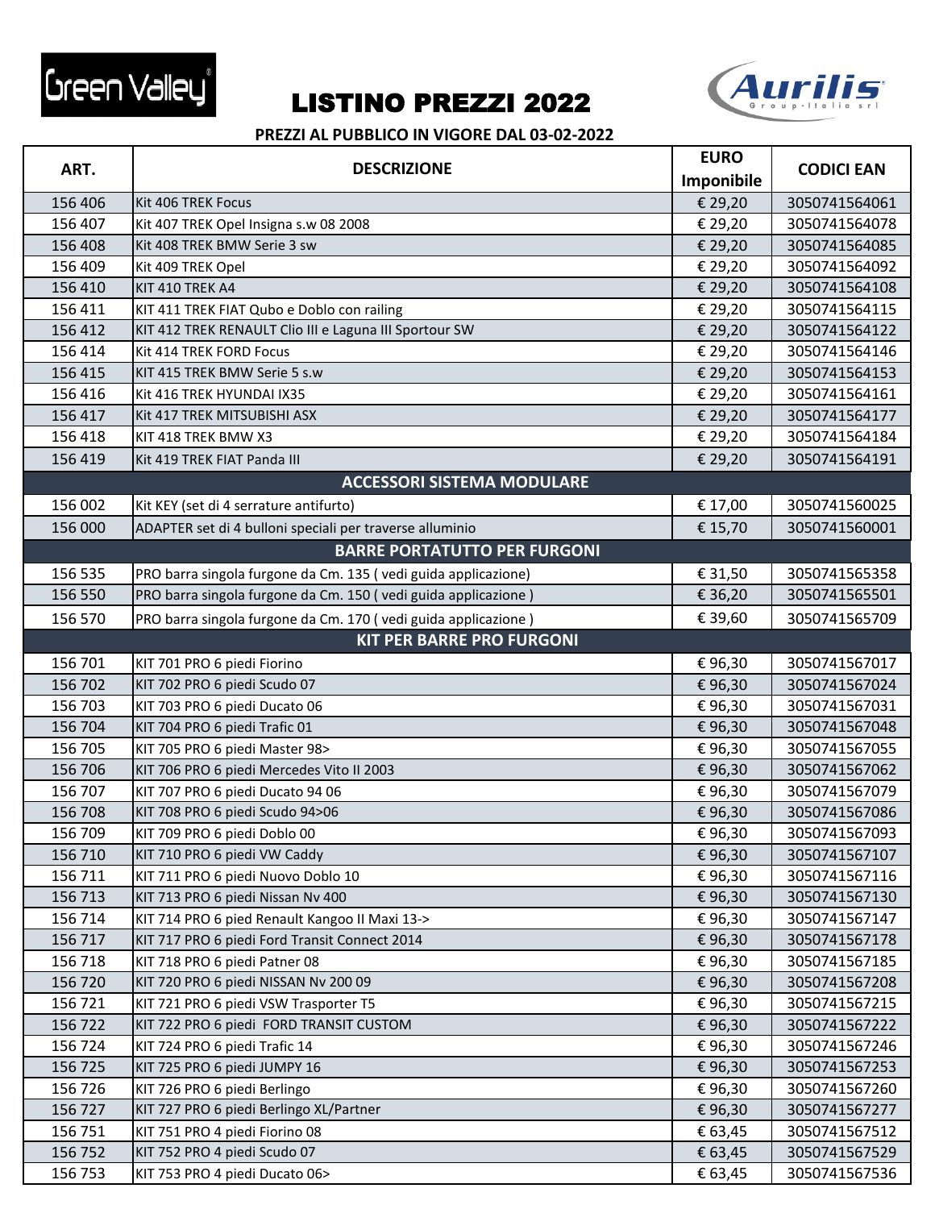# LISTINO PREZZI 2022

**PREZZI AL PUBBLICO IN VIGORE DAL 03-02-2022**

| ART. | DESCRIZIONE | EURO Imponibile | CODICI EAN |
|---|---|---|---|
| 156 406 | Kit 406 TREK Focus | € 29,20 | 3050741564061 |
| 156 407 | Kit 407 TREK Opel Insigna s.w 08 2008 | € 29,20 | 3050741564078 |
| 156 408 | Kit 408 TREK BMW Serie 3 sw | € 29,20 | 3050741564085 |
| 156 409 | Kit 409 TREK Opel | € 29,20 | 3050741564092 |
| 156 410 | KIT 410 TREK A4 | € 29,20 | 3050741564108 |
| 156 411 | KIT 411 TREK FIAT Qubo e Doblo con railing | € 29,20 | 3050741564115 |
| 156 412 | KIT 412 TREK RENAULT Clio III e Laguna III Sportour SW | € 29,20 | 3050741564122 |
| 156 414 | Kit 414 TREK FORD Focus | € 29,20 | 3050741564146 |
| 156 415 | KIT 415 TREK BMW Serie 5 s.w | € 29,20 | 3050741564153 |
| 156 416 | Kit 416 TREK HYUNDAI IX35 | € 29,20 | 3050741564161 |
| 156 417 | Kit 417 TREK MITSUBISHI ASX | € 29,20 | 3050741564177 |
| 156 418 | KIT 418 TREK BMW X3 | € 29,20 | 3050741564184 |
| 156 419 | Kit 419 TREK FIAT Panda III | € 29,20 | 3050741564191 |
| | **ACCESSORI SISTEMA MODULARE** | | |
| 156 002 | Kit KEY (set di 4 serrature antifurto) | € 17,00 | 3050741560025 |
| 156 000 | ADAPTER set di 4 bulloni speciali per traverse alluminio | € 15,70 | 3050741560001 |
| | **BARRE PORTATUTTO PER FURGONI** | | |
| 156 535 | PRO barra singola furgone da Cm. 135 ( vedi guida applicazione) | € 31,50 | 3050741565358 |
| 156 550 | PRO barra singola furgone da Cm. 150 ( vedi guida applicazione ) | € 36,20 | 3050741565501 |
| 156 570 | PRO barra singola furgone da Cm. 170 ( vedi guida applicazione ) | € 39,60 | 3050741565709 |
| | **KIT PER BARRE PRO FURGONI** | | |
| 156 701 | KIT 701 PRO 6 piedi Fiorino | € 96,30 | 3050741567017 |
| 156 702 | KIT 702 PRO 6 piedi Scudo 07 | € 96,30 | 3050741567024 |
| 156 703 | KIT 703 PRO 6 piedi Ducato 06 | € 96,30 | 3050741567031 |
| 156 704 | KIT 704 PRO 6 piedi Trafic 01 | € 96,30 | 3050741567048 |
| 156 705 | KIT 705 PRO 6 piedi Master 98> | € 96,30 | 3050741567055 |
| 156 706 | KIT 706 PRO 6 piedi Mercedes Vito II 2003 | € 96,30 | 3050741567062 |
| 156 707 | KIT 707 PRO 6 piedi Ducato 94 06 | € 96,30 | 3050741567079 |
| 156 708 | KIT 708 PRO 6 piedi Scudo 94>06 | € 96,30 | 3050741567086 |
| 156 709 | KIT 709 PRO 6 piedi Doblo 00 | € 96,30 | 3050741567093 |
| 156 710 | KIT 710 PRO 6 piedi VW Caddy | € 96,30 | 3050741567107 |
| 156 711 | KIT 711 PRO 6 piedi Nuovo Doblo 10 | € 96,30 | 3050741567116 |
| 156 713 | KIT 713 PRO 6 piedi Nissan Nv 400 | € 96,30 | 3050741567130 |
| 156 714 | KIT 714 PRO 6 pied Renault Kangoo II Maxi 13-> | € 96,30 | 3050741567147 |
| 156 717 | KIT 717 PRO 6 piedi Ford Transit Connect 2014 | € 96,30 | 3050741567178 |
| 156 718 | KIT 718 PRO 6 piedi Patner 08 | € 96,30 | 3050741567185 |
| 156 720 | KIT 720 PRO 6 piedi NISSAN Nv 200 09 | € 96,30 | 3050741567208 |
| 156 721 | KIT 721 PRO 6 piedi VSW Trasporter T5 | € 96,30 | 3050741567215 |
| 156 722 | KIT 722 PRO 6 piedi FORD TRANSIT CUSTOM | € 96,30 | 3050741567222 |
| 156 724 | KIT 724 PRO 6 piedi Trafic 14 | € 96,30 | 3050741567246 |
| 156 725 | KIT 725 PRO 6 piedi JUMPY 16 | € 96,30 | 3050741567253 |
| 156 726 | KIT 726 PRO 6 piedi Berlingo | € 96,30 | 3050741567260 |
| 156 727 | KIT 727 PRO 6 piedi Berlingo XL/Partner | € 96,30 | 3050741567277 |
| 156 751 | KIT 751 PRO 4 piedi Fiorino 08 | € 63,45 | 3050741567512 |
| 156 752 | KIT 752 PRO 4 piedi Scudo 07 | € 63,45 | 3050741567529 |
| 156 753 | KIT 753 PRO 4 piedi Ducato 06> | € 63,45 | 3050741567536 |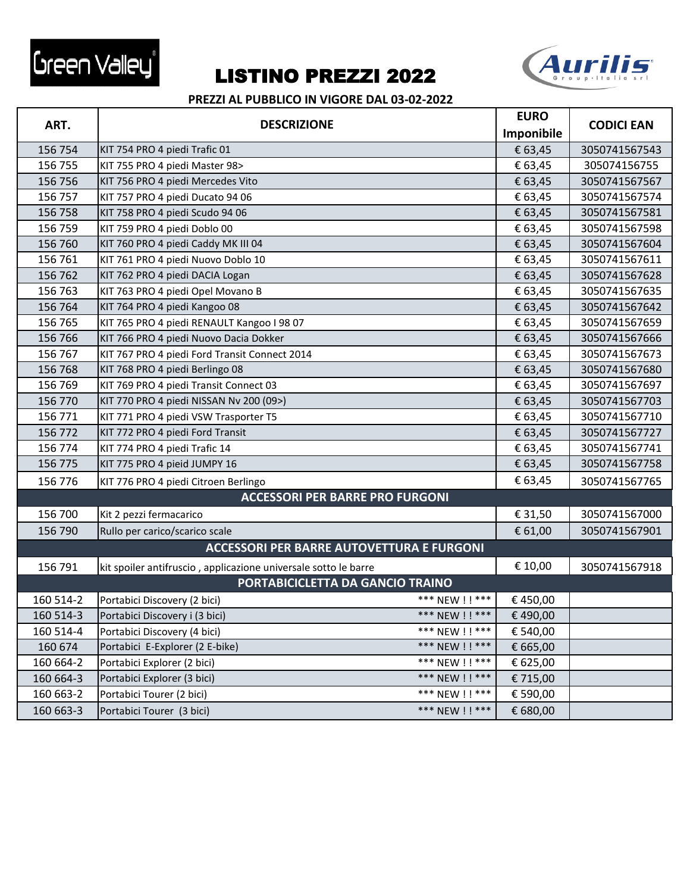Green Valley

# LISTINO PREZZI 2022

Aurilis Group Italia srl

**PREZZI AL PUBBLICO IN VIGORE DAL 03-02-2022**

| ART. | DESCRIZIONE | EURO Imponibile | CODICI EAN |
|---|---|---|---|
| 156 754 | KIT 754 PRO 4 piedi Trafic 01 | € 63,45 | 3050741567543 |
| 156 755 | KIT 755 PRO 4 piedi Master 98> | € 63,45 | 305074156755 |
| 156 756 | KIT 756 PRO 4 piedi Mercedes Vito | € 63,45 | 3050741567567 |
| 156 757 | KIT 757 PRO 4 piedi Ducato 94 06 | € 63,45 | 3050741567574 |
| 156 758 | KIT 758 PRO 4 piedi Scudo 94 06 | € 63,45 | 3050741567581 |
| 156 759 | KIT 759 PRO 4 piedi Doblo 00 | € 63,45 | 3050741567598 |
| 156 760 | KIT 760 PRO 4 piedi Caddy MK III 04 | € 63,45 | 3050741567604 |
| 156 761 | KIT 761 PRO 4 piedi Nuovo Doblo 10 | € 63,45 | 3050741567611 |
| 156 762 | KIT 762 PRO 4 piedi DACIA Logan | € 63,45 | 3050741567628 |
| 156 763 | KIT 763 PRO 4 piedi Opel Movano B | € 63,45 | 3050741567635 |
| 156 764 | KIT 764 PRO 4 piedi Kangoo 08 | € 63,45 | 3050741567642 |
| 156 765 | KIT 765 PRO 4 piedi RENAULT Kangoo I 98 07 | € 63,45 | 3050741567659 |
| 156 766 | KIT 766 PRO 4 piedi Nuovo Dacia Dokker | € 63,45 | 3050741567666 |
| 156 767 | KIT 767 PRO 4 piedi Ford Transit Connect 2014 | € 63,45 | 3050741567673 |
| 156 768 | KIT 768 PRO 4 piedi Berlingo 08 | € 63,45 | 3050741567680 |
| 156 769 | KIT 769 PRO 4 piedi Transit Connect 03 | € 63,45 | 3050741567697 |
| 156 770 | KIT 770 PRO 4 piedi NISSAN Nv 200 (09>) | € 63,45 | 3050741567703 |
| 156 771 | KIT 771 PRO 4 piedi VSW Trasporter T5 | € 63,45 | 3050741567710 |
| 156 772 | KIT 772 PRO 4 piedi Ford Transit | € 63,45 | 3050741567727 |
| 156 774 | KIT 774 PRO 4 piedi Trafic 14 | € 63,45 | 3050741567741 |
| 156 775 | KIT 775 PRO 4 pieid JUMPY 16 | € 63,45 | 3050741567758 |
| 156 776 | KIT 776 PRO 4 piedi Citroen Berlingo | € 63,45 | 3050741567765 |
| | **ACCESSORI PER BARRE PRO FURGONI** | | |
| 156 700 | Kit 2 pezzi fermacarico | € 31,50 | 3050741567000 |
| 156 790 | Rullo per carico/scarico scale | € 61,00 | 3050741567901 |
| | **ACCESSORI PER BARRE AUTOVETTURA E FURGONI** | | |
| 156 791 | kit spoiler antifruscio , applicazione universale sotto le barre | € 10,00 | 3050741567918 |
| | **PORTABICICLETTA DA GANCIO TRAINO** | | |
| 160 514-2 | Portabici Discovery (2 bici) *** NEW ! ! *** | € 450,00 | |
| 160 514-3 | Portabici Discovery i (3 bici) *** NEW ! ! *** | € 490,00 | |
| 160 514-4 | Portabici Discovery (4 bici) *** NEW ! ! *** | € 540,00 | |
| 160 674 | Portabici E-Explorer (2 E-bike) *** NEW ! ! *** | € 665,00 | |
| 160 664-2 | Portabici Explorer (2 bici) *** NEW ! ! *** | € 625,00 | |
| 160 664-3 | Portabici Explorer (3 bici) *** NEW ! ! *** | € 715,00 | |
| 160 663-2 | Portabici Tourer (2 bici) *** NEW ! ! *** | € 590,00 | |
| 160 663-3 | Portabici Tourer (3 bici) *** NEW ! ! *** | € 680,00 | |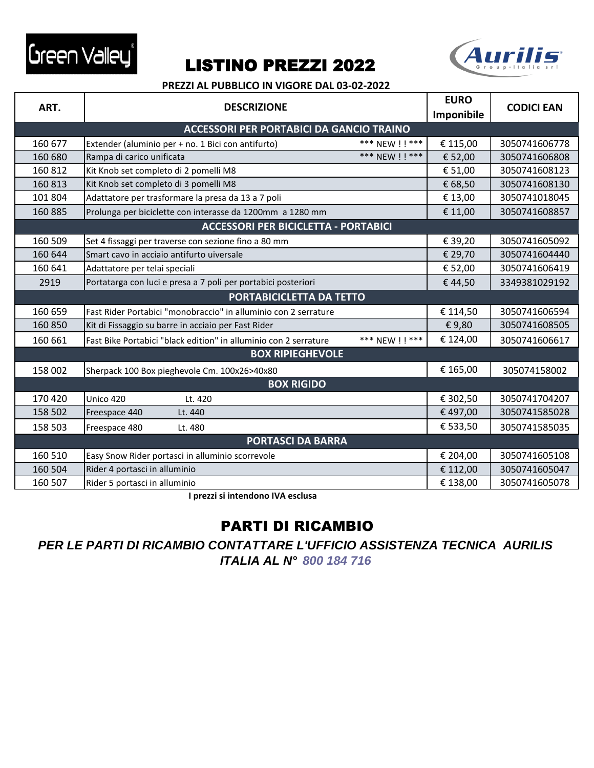Green Valley

# LISTINO PREZZI 2022

Aurilis Group - Italia srl

**PREZZI AL PUBBLICO IN VIGORE DAL 03-02-2022**

| ART. | DESCRIZIONE | | EURO Imponibile | CODICI EAN |
|---|---|---|---|---|
| **ACCESSORI PER PORTABICI DA GANCIO TRAINO** | | | | |
| 160 677 | Extender (aluminio per + no. 1 Bici con antifurto) | *** NEW ! ! *** | € 115,00 | 3050741606778 |
| 160 680 | Rampa di carico unificata | *** NEW ! ! *** | € 52,00 | 3050741606808 |
| 160 812 | Kit Knob set completo di 2 pomelli M8 | | € 51,00 | 3050741608123 |
| 160 813 | Kit Knob set completo di 3 pomelli M8 | | € 68,50 | 3050741608130 |
| 101 804 | Adattatore per trasformare la presa da 13 a 7 poli | | € 13,00 | 3050741018045 |
| 160 885 | Prolunga per biciclette con interasse da 1200mm a 1280 mm | | € 11,00 | 3050741608857 |
| **ACCESSORI PER BICICLETTA - PORTABICI** | | | | |
| 160 509 | Set 4 fissaggi per traverse con sezione fino a 80 mm | | € 39,20 | 3050741605092 |
| 160 644 | Smart cavo in acciaio antifurto uiversale | | € 29,70 | 3050741604440 |
| 160 641 | Adattatore per telai speciali | | € 52,00 | 3050741606419 |
| 2919 | Portatarga con luci e presa a 7 poli per portabici posteriori | | € 44,50 | 3349381029192 |
| **PORTABICICLETTA DA TETTO** | | | | |
| 160 659 | Fast Rider Portabici "monobraccio" in alluminio con 2 serrature | | € 114,50 | 3050741606594 |
| 160 850 | Kit di Fissaggio su barre in acciaio per Fast Rider | | € 9,80 | 3050741608505 |
| 160 661 | Fast Bike Portabici "black edition" in alluminio con 2 serrature | *** NEW ! ! *** | € 124,00 | 3050741606617 |
| **BOX RIPIEGHEVOLE** | | | | |
| 158 002 | Sherpack 100 Box pieghevole Cm. 100x26>40x80 | | € 165,00 | 305074158002 |
| **BOX RIGIDO** | | | | |
| 170 420 | Unico 420 Lt. 420 | | € 302,50 | 3050741704207 |
| 158 502 | Freespace 440 Lt. 440 | | € 497,00 | 3050741585028 |
| 158 503 | Freespace 480 Lt. 480 | | € 533,50 | 3050741585035 |
| **PORTASCI DA BARRA** | | | | |
| 160 510 | Easy Snow Rider portasci in alluminio scorrevole | | € 204,00 | 3050741605108 |
| 160 504 | Rider 4 portasci in alluminio | | € 112,00 | 3050741605047 |
| 160 507 | Rider 5 portasci in alluminio | | € 138,00 | 3050741605078 |

**I prezzi si intendono IVA esclusa**

## PARTI DI RICAMBIO

***PER LE PARTI DI RICAMBIO CONTATTARE L'UFFICIO ASSISTENZA TECNICA AURILIS ITALIA AL N° 800 184 716***